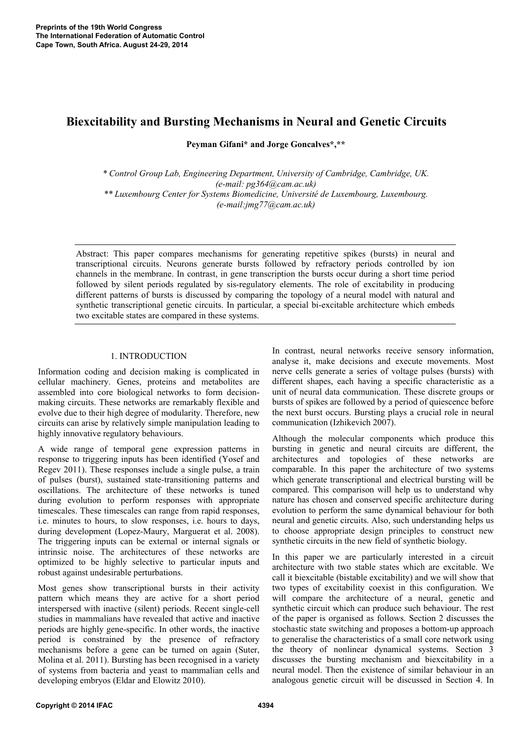# Biexcitability and Bursting Mechanisms in Neural and Genetic Circuits

**Peyman Gifani\* and Jorge Goncalves\*,\*\***

*\* Control Group Lab, Engineering Department, University of Cambridge, Cambridge, UK. (e-mail: pg364@cam.ac.uk)*
*\*\* Luxembourg Center for Systems Biomedicine, Université de Luxembourg, Luxembourg. (e-mail:jmg77@cam.ac.uk)*

Abstract: This paper compares mechanisms for generating repetitive spikes (bursts) in neural and transcriptional circuits. Neurons generate bursts followed by refractory periods controlled by ion channels in the membrane. In contrast, in gene transcription the bursts occur during a short time period followed by silent periods regulated by sis-regulatory elements. The role of excitability in producing different patterns of bursts is discussed by comparing the topology of a neural model with natural and synthetic transcriptional genetic circuits. In particular, a special bi-excitable architecture which embeds two excitable states are compared in these systems.

## 1. INTRODUCTION

Information coding and decision making is complicated in cellular machinery. Genes, proteins and metabolites are assembled into core biological networks to form decision-making circuits. These networks are remarkably flexible and evolve due to their high degree of modularity. Therefore, new circuits can arise by relatively simple manipulation leading to highly innovative regulatory behaviours.

A wide range of temporal gene expression patterns in response to triggering inputs has been identified (Yosef and Regev 2011). These responses include a single pulse, a train of pulses (burst), sustained state-transitioning patterns and oscillations. The architecture of these networks is tuned during evolution to perform responses with appropriate timescales. These timescales can range from rapid responses, i.e. minutes to hours, to slow responses, i.e. hours to days, during development (Lopez-Maury, Marguerat et al. 2008). The triggering inputs can be external or internal signals or intrinsic noise. The architectures of these networks are optimized to be highly selective to particular inputs and robust against undesirable perturbations.

Most genes show transcriptional bursts in their activity pattern which means they are active for a short period interspersed with inactive (silent) periods. Recent single-cell studies in mammalians have revealed that active and inactive periods are highly gene-specific. In other words, the inactive period is constrained by the presence of refractory mechanisms before a gene can be turned on again (Suter, Molina et al. 2011). Bursting has been recognised in a variety of systems from bacteria and yeast to mammalian cells and developing embryos (Eldar and Elowitz 2010).

In contrast, neural networks receive sensory information, analyse it, make decisions and execute movements. Most nerve cells generate a series of voltage pulses (bursts) with different shapes, each having a specific characteristic as a unit of neural data communication. These discrete groups or bursts of spikes are followed by a period of quiescence before the next burst occurs. Bursting plays a crucial role in neural communication (Izhikevich 2007).

Although the molecular components which produce this bursting in genetic and neural circuits are different, the architectures and topologies of these networks are comparable. In this paper the architecture of two systems which generate transcriptional and electrical bursting will be compared. This comparison will help us to understand why nature has chosen and conserved specific architecture during evolution to perform the same dynamical behaviour for both neural and genetic circuits. Also, such understanding helps us to choose appropriate design principles to construct new synthetic circuits in the new field of synthetic biology.

In this paper we are particularly interested in a circuit architecture with two stable states which are excitable. We call it biexcitable (bistable excitability) and we will show that two types of excitability coexist in this configuration. We will compare the architecture of a neural, genetic and synthetic circuit which can produce such behaviour. The rest of the paper is organised as follows. Section 2 discusses the stochastic state switching and proposes a bottom-up approach to generalise the characteristics of a small core network using the theory of nonlinear dynamical systems. Section 3 discusses the bursting mechanism and biexcitability in a neural model. Then the existence of similar behaviour in an analogous genetic circuit will be discussed in Section 4. In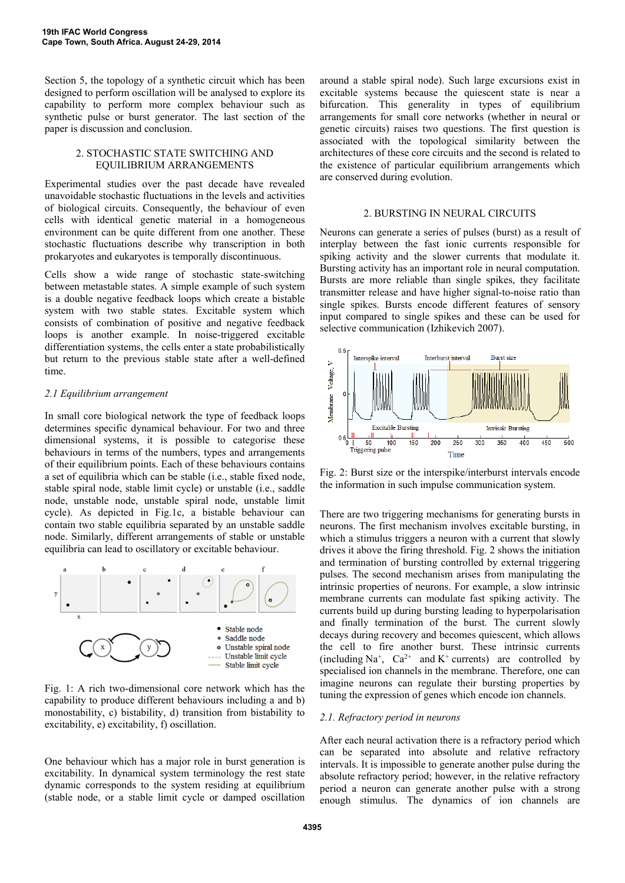Section 5, the topology of a synthetic circuit which has been designed to perform oscillation will be analysed to explore its capability to perform more complex behaviour such as synthetic pulse or burst generator. The last section of the paper is discussion and conclusion.

## 2. STOCHASTIC STATE SWITCHING AND EQUILIBRIUM ARRANGEMENTS

Experimental studies over the past decade have revealed unavoidable stochastic fluctuations in the levels and activities of biological circuits. Consequently, the behaviour of even cells with identical genetic material in a homogeneous environment can be quite different from one another. These stochastic fluctuations describe why transcription in both prokaryotes and eukaryotes is temporally discontinuous.

Cells show a wide range of stochastic state-switching between metastable states. A simple example of such system is a double negative feedback loops which create a bistable system with two stable states. Excitable system which consists of combination of positive and negative feedback loops is another example. In noise-triggered excitable differentiation systems, the cells enter a state probabilistically but return to the previous stable state after a well-defined time.

### *2.1 Equilibrium arrangement*

In small core biological network the type of feedback loops determines specific dynamical behaviour. For two and three dimensional systems, it is possible to categorise these behaviours in terms of the numbers, types and arrangements of their equilibrium points. Each of these behaviours contains a set of equilibria which can be stable (i.e., stable fixed node, stable spiral node, stable limit cycle) or unstable (i.e., saddle node, unstable node, unstable spiral node, unstable limit cycle). As depicted in Fig.1c, a bistable behaviour can contain two stable equilibria separated by an unstable saddle node. Similarly, different arrangements of stable or unstable equilibria can lead to oscillatory or excitable behaviour.

Fig. 1: A rich two-dimensional core network which has the capability to produce different behaviours including a and b) monostability, c) bistability, d) transition from bistability to excitability, e) excitability, f) oscillation.

One behaviour which has a major role in burst generation is excitability. In dynamical system terminology the rest state dynamic corresponds to the system residing at equilibrium (stable node, or a stable limit cycle or damped oscillation around a stable spiral node). Such large excursions exist in excitable systems because the quiescent state is near a bifurcation. This generality in types of equilibrium arrangements for small core networks (whether in neural or genetic circuits) raises two questions. The first question is associated with the topological similarity between the architectures of these core circuits and the second is related to the existence of particular equilibrium arrangements which are conserved during evolution.

## 2. BURSTING IN NEURAL CIRCUITS

Neurons can generate a series of pulses (burst) as a result of interplay between the fast ionic currents responsible for spiking activity and the slower currents that modulate it. Bursting activity has an important role in neural computation. Bursts are more reliable than single spikes, they facilitate transmitter release and have higher signal-to-noise ratio than single spikes. Bursts encode different features of sensory input compared to single spikes and these can be used for selective communication (Izhikevich 2007).

Fig. 2: Burst size or the interspike/interburst intervals encode the information in such impulse communication system.

There are two triggering mechanisms for generating bursts in neurons. The first mechanism involves excitable bursting, in which a stimulus triggers a neuron with a current that slowly drives it above the firing threshold. Fig. 2 shows the initiation and termination of bursting controlled by external triggering pulses. The second mechanism arises from manipulating the intrinsic properties of neurons. For example, a slow intrinsic membrane currents can modulate fast spiking activity. The currents build up during bursting leading to hyperpolarisation and finally termination of the burst. The current slowly decays during recovery and becomes quiescent, which allows the cell to fire another burst. These intrinsic currents (including $Na^{+}$, $Ca^{2+}$ and $K^{+}$ currents) are controlled by specialised ion channels in the membrane. Therefore, one can imagine neurons can regulate their bursting properties by tuning the expression of genes which encode ion channels.

### *2.1. Refractory period in neurons*

After each neural activation there is a refractory period which can be separated into absolute and relative refractory intervals. It is impossible to generate another pulse during the absolute refractory period; however, in the relative refractory period a neuron can generate another pulse with a strong enough stimulus. The dynamics of ion channels are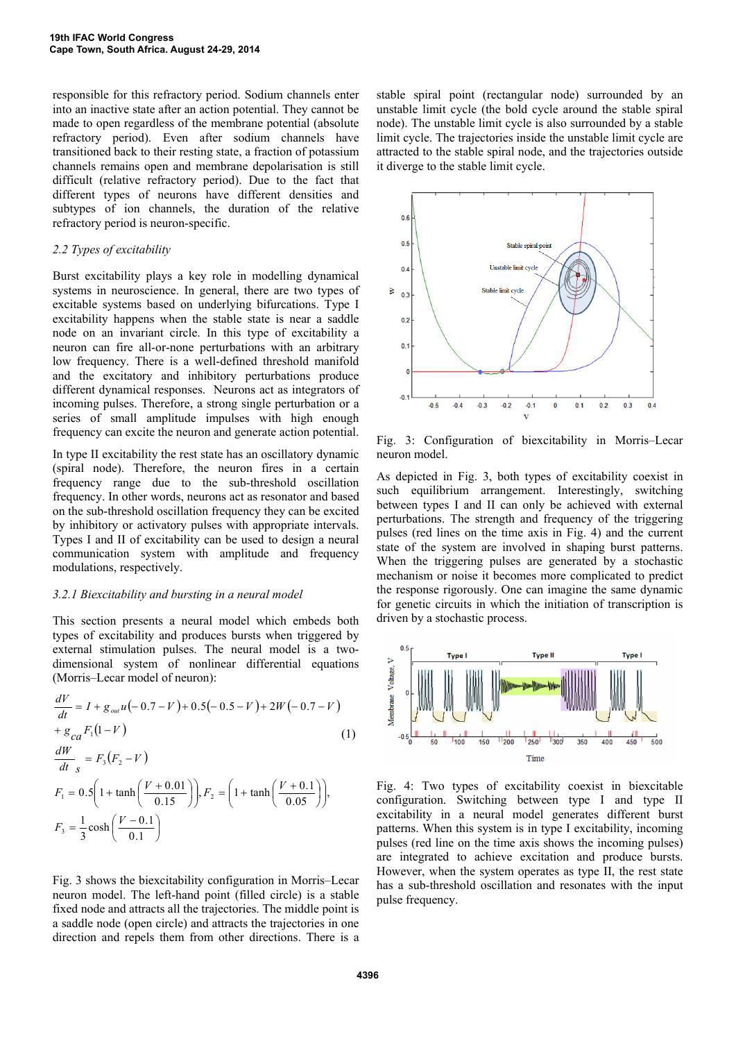responsible for this refractory period. Sodium channels enter into an inactive state after an action potential. They cannot be made to open regardless of the membrane potential (absolute refractory period). Even after sodium channels have transitioned back to their resting state, a fraction of potassium channels remains open and membrane depolarisation is still difficult (relative refractory period). Due to the fact that different types of neurons have different densities and subtypes of ion channels, the duration of the relative refractory period is neuron-specific.

### *2.2 Types of excitability*

Burst excitability plays a key role in modelling dynamical systems in neuroscience. In general, there are two types of excitable systems based on underlying bifurcations. Type I excitability happens when the stable state is near a saddle node on an invariant circle. In this type of excitability a neuron can fire all-or-none perturbations with an arbitrary low frequency. There is a well-defined threshold manifold and the excitatory and inhibitory perturbations produce different dynamical responses. Neurons act as integrators of incoming pulses. Therefore, a strong single perturbation or a series of small amplitude impulses with high enough frequency can excite the neuron and generate action potential.

In type II excitability the rest state has an oscillatory dynamic (spiral node). Therefore, the neuron fires in a certain frequency range due to the sub-threshold oscillation frequency. In other words, neurons act as resonator and based on the sub-threshold oscillation frequency they can be excited by inhibitory or activatory pulses with appropriate intervals. Types I and II of excitability can be used to design a neural communication system with amplitude and frequency modulations, respectively.

### *3.2.1 Biexcitability and bursting in a neural model*

This section presents a neural model which embeds both types of excitability and produces bursts when triggered by external stimulation pulses. The neural model is a two-dimensional system of nonlinear differential equations (Morris–Lecar model of neuron):

$$
\begin{aligned}
\frac{dV}{dt} &= I + g_{out}u(-0.7 - V) + 0.5(-0.5 - V) + 2W(-0.7 - V) \\
&+ g_{ca}F_1(1 - V) \qquad (1) \\
\frac{dW}{dt}_s &= F_3(F_2 - V) \\
F_1 &= 0.5\left(1 + \tanh\left(\frac{V + 0.01}{0.15}\right)\right), F_2 = \left(1 + \tanh\left(\frac{V + 0.1}{0.05}\right)\right), \\
F_3 &= \frac{1}{3}\cosh\left(\frac{V - 0.1}{0.1}\right)
\end{aligned}
$$

Fig. 3 shows the biexcitability configuration in Morris–Lecar neuron model. The left-hand point (filled circle) is a stable fixed node and attracts all the trajectories. The middle point is a saddle node (open circle) and attracts the trajectories in one direction and repels them from other directions. There is a stable spiral point (rectangular node) surrounded by an unstable limit cycle (the bold cycle around the stable spiral node). The unstable limit cycle is also surrounded by a stable limit cycle. The trajectories inside the unstable limit cycle are attracted to the stable spiral node, and the trajectories outside it diverge to the stable limit cycle.

Fig. 3: Configuration of biexcitability in Morris–Lecar neuron model.

As depicted in Fig. 3, both types of excitability coexist in such equilibrium arrangement. Interestingly, switching between types I and II can only be achieved with external perturbations. The strength and frequency of the triggering pulses (red lines on the time axis in Fig. 4) and the current state of the system are involved in shaping burst patterns. When the triggering pulses are generated by a stochastic mechanism or noise it becomes more complicated to predict the response rigorously. One can imagine the same dynamic for genetic circuits in which the initiation of transcription is driven by a stochastic process.

Fig. 4: Two types of excitability coexist in biexcitable configuration. Switching between type I and type II excitability in a neural model generates different burst patterns. When this system is in type I excitability, incoming pulses (red line on the time axis shows the incoming pulses) are integrated to achieve excitation and produce bursts. However, when the system operates as type II, the rest state has a sub-threshold oscillation and resonates with the input pulse frequency.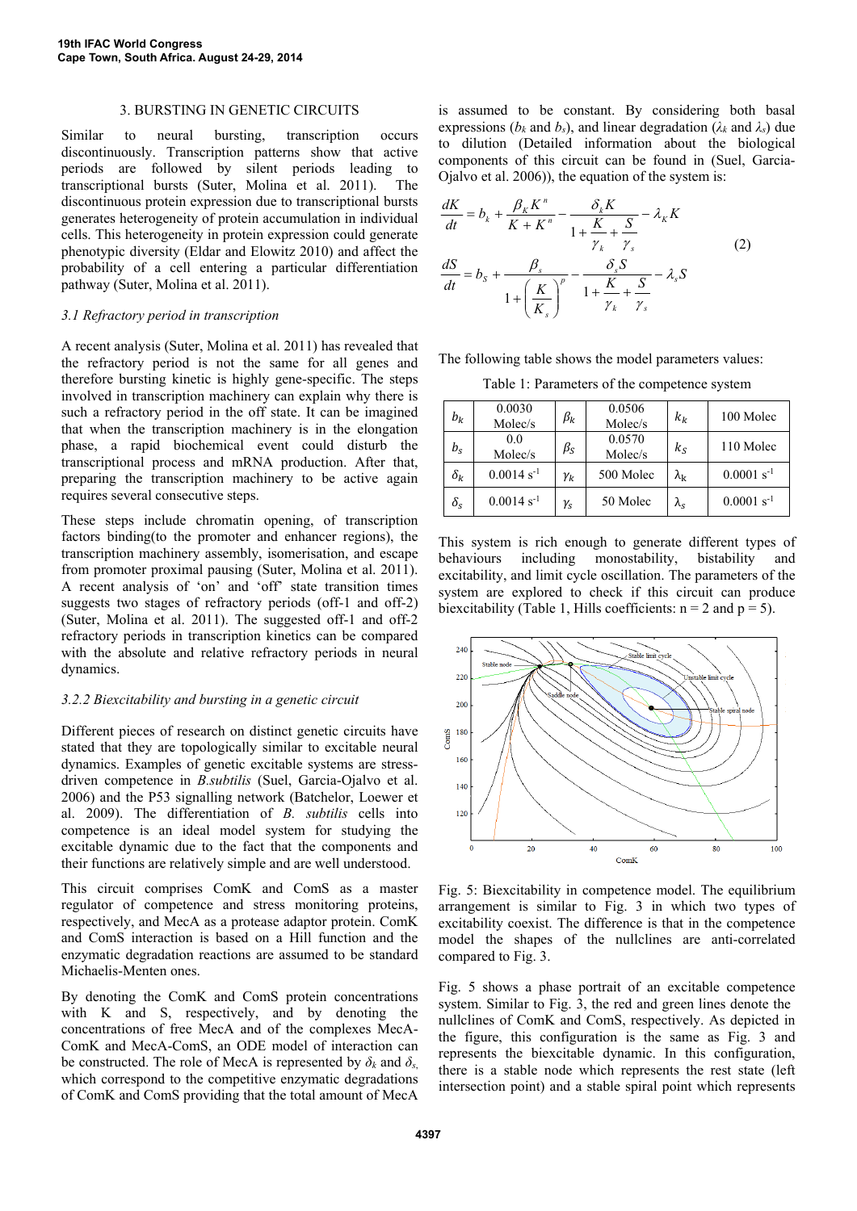## 3. BURSTING IN GENETIC CIRCUITS

Similar to neural bursting, transcription occurs discontinuously. Transcription patterns show that active periods are followed by silent periods leading to transcriptional bursts (Suter, Molina et al. 2011). The discontinuous protein expression due to transcriptional bursts generates heterogeneity of protein accumulation in individual cells. This heterogeneity in protein expression could generate phenotypic diversity (Eldar and Elowitz 2010) and affect the probability of a cell entering a particular differentiation pathway (Suter, Molina et al. 2011).

### *3.1 Refractory period in transcription*

A recent analysis (Suter, Molina et al. 2011) has revealed that the refractory period is not the same for all genes and therefore bursting kinetic is highly gene-specific. The steps involved in transcription machinery can explain why there is such a refractory period in the off state. It can be imagined that when the transcription machinery is in the elongation phase, a rapid biochemical event could disturb the transcriptional process and mRNA production. After that, preparing the transcription machinery to be active again requires several consecutive steps.

These steps include chromatin opening, of transcription factors binding(to the promoter and enhancer regions), the transcription machinery assembly, isomerisation, and escape from promoter proximal pausing (Suter, Molina et al. 2011). A recent analysis of 'on' and 'off' state transition times suggests two stages of refractory periods (off-1 and off-2) (Suter, Molina et al. 2011). The suggested off-1 and off-2 refractory periods in transcription kinetics can be compared with the absolute and relative refractory periods in neural dynamics.

### *3.2.2 Biexcitability and bursting in a genetic circuit*

Different pieces of research on distinct genetic circuits have stated that they are topologically similar to excitable neural dynamics. Examples of genetic excitable systems are stress-driven competence in *B.subtilis* (Suel, Garcia-Ojalvo et al. 2006) and the P53 signalling network (Batchelor, Loewer et al. 2009). The differentiation of *B. subtilis* cells into competence is an ideal model system for studying the excitable dynamic due to the fact that the components and their functions are relatively simple and are well understood.

This circuit comprises ComK and ComS as a master regulator of competence and stress monitoring proteins, respectively, and MecA as a protease adaptor protein. ComK and ComS interaction is based on a Hill function and the enzymatic degradation reactions are assumed to be standard Michaelis-Menten ones.

By denoting the ComK and ComS protein concentrations with K and S, respectively, and by denoting the concentrations of free MecA and of the complexes MecA-ComK and MecA-ComS, an ODE model of interaction can be constructed. The role of MecA is represented by $\delta_k$ and $\delta_s$, which correspond to the competitive enzymatic degradations of ComK and ComS providing that the total amount of MecA is assumed to be constant. By considering both basal expressions ($b_k$ and $b_s$), and linear degradation ($\lambda_k$ and $\lambda_s$) due to dilution (Detailed information about the biological components of this circuit can be found in (Suel, Garcia-Ojalvo et al. 2006)), the equation of the system is:

$$
\begin{aligned}
\frac{dK}{dt} &= b_k + \frac{\beta_K K^n}{K + K^n} - \frac{\delta_k K}{1 + \dfrac{K}{\gamma_k} + \dfrac{S}{\gamma_s}} - \lambda_K K \\
\frac{dS}{dt} &= b_S + \frac{\beta_s}{1 + \left(\dfrac{K}{K_s}\right)^p} - \frac{\delta_s S}{1 + \dfrac{K}{\gamma_k} + \dfrac{S}{\gamma_s}} - \lambda_s S
\end{aligned} \qquad (2)
$$

The following table shows the model parameters values:

Table 1: Parameters of the competence system

| | | | | | |
|---|---|---|---|---|---|
| $b_K$ | 0.0030 Molec/s | $\beta_K$ | 0.0506 Molec/s | $k_K$ | 100 Molec |
| $b_S$ | 0.0 Molec/s | $\beta_S$ | 0.0570 Molec/s | $k_S$ | 110 Molec |
| $\delta_K$ | 0.0014 $s^{-1}$ | $\gamma_K$ | 500 Molec | $\lambda_K$ | 0.0001 $s^{-1}$ |
| $\delta_S$ | 0.0014 $s^{-1}$ | $\gamma_S$ | 50 Molec | $\lambda_S$ | 0.0001 $s^{-1}$ |

This system is rich enough to generate different types of behaviours including monostability, bistability and excitability, and limit cycle oscillation. The parameters of the system are explored to check if this circuit can produce biexcitability (Table 1, Hills coefficients: n = 2 and p = 5).

Fig. 5: Biexcitability in competence model. The equilibrium arrangement is similar to Fig. 3 in which two types of excitability coexist. The difference is that in the competence model the shapes of the nullclines are anti-correlated compared to Fig. 3.

Fig. 5 shows a phase portrait of an excitable competence system. Similar to Fig. 3, the red and green lines denote the nullclines of ComK and ComS, respectively. As depicted in the figure, this configuration is the same as Fig. 3 and represents the biexcitable dynamic. In this configuration, there is a stable node which represents the rest state (left intersection point) and a stable spiral point which represents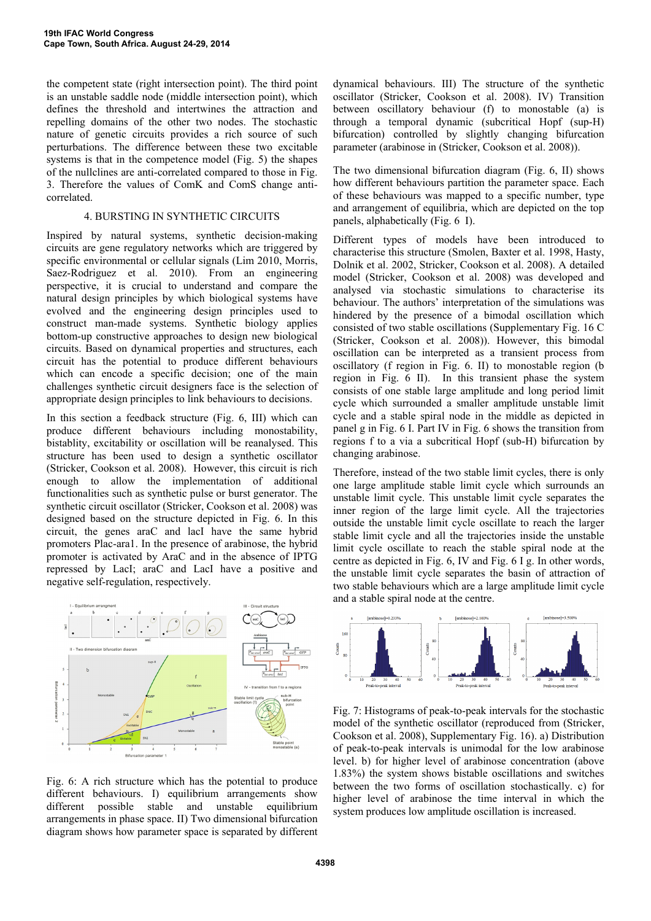the competent state (right intersection point). The third point is an unstable saddle node (middle intersection point), which defines the threshold and intertwines the attraction and repelling domains of the other two nodes. The stochastic nature of genetic circuits provides a rich source of such perturbations. The difference between these two excitable systems is that in the competence model (Fig. 5) the shapes of the nullclines are anti-correlated compared to those in Fig. 3. Therefore the values of ComK and ComS change anti-correlated.

## 4. BURSTING IN SYNTHETIC CIRCUITS

Inspired by natural systems, synthetic decision-making circuits are gene regulatory networks which are triggered by specific environmental or cellular signals (Lim 2010, Morris, Saez-Rodriguez et al. 2010). From an engineering perspective, it is crucial to understand and compare the natural design principles by which biological systems have evolved and the engineering design principles used to construct man-made systems. Synthetic biology applies bottom-up constructive approaches to design new biological circuits. Based on dynamical properties and structures, each circuit has the potential to produce different behaviours which can encode a specific decision; one of the main challenges synthetic circuit designers face is the selection of appropriate design principles to link behaviours to decisions.

In this section a feedback structure (Fig. 6, III) which can produce different behaviours including monostability, bistablity, excitability or oscillation will be reanalysed. This structure has been used to design a synthetic oscillator (Stricker, Cookson et al. 2008). However, this circuit is rich enough to allow the implementation of additional functionalities such as synthetic pulse or burst generator. The synthetic circuit oscillator (Stricker, Cookson et al. 2008) was designed based on the structure depicted in Fig. 6. In this circuit, the genes araC and lacI have the same hybrid promoters Plac-ara1. In the presence of arabinose, the hybrid promoter is activated by AraC and in the absence of IPTG repressed by LacI; araC and LacI have a positive and negative self-regulation, respectively.

Fig. 6: A rich structure which has the potential to produce different behaviours. I) equilibrium arrangements show different possible stable and unstable equilibrium arrangements in phase space. II) Two dimensional bifurcation diagram shows how parameter space is separated by different dynamical behaviours. III) The structure of the synthetic oscillator (Stricker, Cookson et al. 2008). IV) Transition between oscillatory behaviour (f) to monostable (a) is through a temporal dynamic (subcritical Hopf (sup-H) bifurcation) controlled by slightly changing bifurcation parameter (arabinose in (Stricker, Cookson et al. 2008)).

The two dimensional bifurcation diagram (Fig. 6, II) shows how different behaviours partition the parameter space. Each of these behaviours was mapped to a specific number, type and arrangement of equilibria, which are depicted on the top panels, alphabetically (Fig. 6 I).

Different types of models have been introduced to characterise this structure (Smolen, Baxter et al. 1998, Hasty, Dolnik et al. 2002, Stricker, Cookson et al. 2008). A detailed model (Stricker, Cookson et al. 2008) was developed and analysed via stochastic simulations to characterise its behaviour. The authors' interpretation of the simulations was hindered by the presence of a bimodal oscillation which consisted of two stable oscillations (Supplementary Fig. 16 C (Stricker, Cookson et al. 2008)). However, this bimodal oscillation can be interpreted as a transient process from oscillatory (f region in Fig. 6. II) to monostable (b region in Fig. 6 II). In this transient phase the system consists of one stable large amplitude and long period limit cycle which surrounded a smaller amplitude unstable limit cycle and a stable spiral node in the middle as depicted in panel g in Fig. 6 I. Part IV in Fig. 6 shows the transition from regions f to a via a subcritical Hopf (sub-H) bifurcation by changing arabinose.

Therefore, instead of the two stable limit cycles, there is only one large amplitude stable limit cycle which surrounds an unstable limit cycle. This unstable limit cycle separates the inner region of the large limit cycle. All the trajectories outside the unstable limit cycle oscillate to reach the larger stable limit cycle and all the trajectories inside the unstable limit cycle oscillate to reach the stable spiral node at the centre as depicted in Fig. 6, IV and Fig. 6 I g. In other words, the unstable limit cycle separates the basin of attraction of two stable behaviours which are a large amplitude limit cycle and a stable spiral node at the centre.

Fig. 7: Histograms of peak-to-peak intervals for the stochastic model of the synthetic oscillator (reproduced from (Stricker, Cookson et al. 2008), Supplementary Fig. 16). a) Distribution of peak-to-peak intervals is unimodal for the low arabinose level. b) for higher level of arabinose concentration (above 1.83%) the system shows bistable oscillations and switches between the two forms of oscillation stochastically. c) for higher level of arabinose the time interval in which the system produces low amplitude oscillation is increased.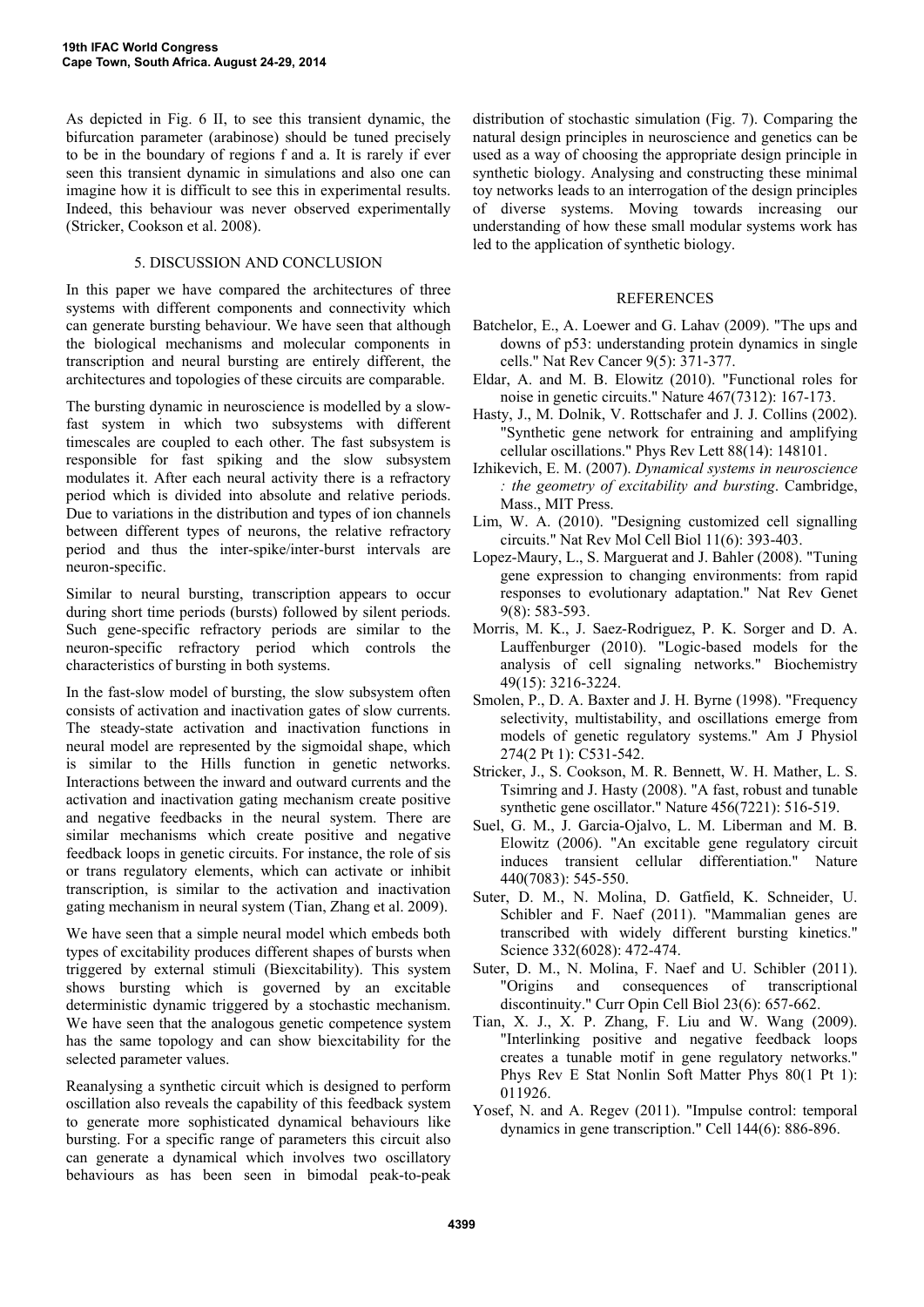As depicted in Fig. 6 II, to see this transient dynamic, the bifurcation parameter (arabinose) should be tuned precisely to be in the boundary of regions f and a. It is rarely if ever seen this transient dynamic in simulations and also one can imagine how it is difficult to see this in experimental results. Indeed, this behaviour was never observed experimentally (Stricker, Cookson et al. 2008).

## 5. DISCUSSION AND CONCLUSION

In this paper we have compared the architectures of three systems with different components and connectivity which can generate bursting behaviour. We have seen that although the biological mechanisms and molecular components in transcription and neural bursting are entirely different, the architectures and topologies of these circuits are comparable.

The bursting dynamic in neuroscience is modelled by a slow-fast system in which two subsystems with different timescales are coupled to each other. The fast subsystem is responsible for fast spiking and the slow subsystem modulates it. After each neural activity there is a refractory period which is divided into absolute and relative periods. Due to variations in the distribution and types of ion channels between different types of neurons, the relative refractory period and thus the inter-spike/inter-burst intervals are neuron-specific.

Similar to neural bursting, transcription appears to occur during short time periods (bursts) followed by silent periods. Such gene-specific refractory periods are similar to the neuron-specific refractory period which controls the characteristics of bursting in both systems.

In the fast-slow model of bursting, the slow subsystem often consists of activation and inactivation gates of slow currents. The steady-state activation and inactivation functions in neural model are represented by the sigmoidal shape, which is similar to the Hills function in genetic networks. Interactions between the inward and outward currents and the activation and inactivation gating mechanism create positive and negative feedbacks in the neural system. There are similar mechanisms which create positive and negative feedback loops in genetic circuits. For instance, the role of sis or trans regulatory elements, which can activate or inhibit transcription, is similar to the activation and inactivation gating mechanism in neural system (Tian, Zhang et al. 2009).

We have seen that a simple neural model which embeds both types of excitability produces different shapes of bursts when triggered by external stimuli (Biexcitability). This system shows bursting which is governed by an excitable deterministic dynamic triggered by a stochastic mechanism. We have seen that the analogous genetic competence system has the same topology and can show biexcitability for the selected parameter values.

Reanalysing a synthetic circuit which is designed to perform oscillation also reveals the capability of this feedback system to generate more sophisticated dynamical behaviours like bursting. For a specific range of parameters this circuit also can generate a dynamical which involves two oscillatory behaviours as has been seen in bimodal peak-to-peak distribution of stochastic simulation (Fig. 7). Comparing the natural design principles in neuroscience and genetics can be used as a way of choosing the appropriate design principle in synthetic biology. Analysing and constructing these minimal toy networks leads to an interrogation of the design principles of diverse systems. Moving towards increasing our understanding of how these small modular systems work has led to the application of synthetic biology.

## REFERENCES

Batchelor, E., A. Loewer and G. Lahav (2009). "The ups and downs of p53: understanding protein dynamics in single cells." Nat Rev Cancer 9(5): 371-377.

Eldar, A. and M. B. Elowitz (2010). "Functional roles for noise in genetic circuits." Nature 467(7312): 167-173.

Hasty, J., M. Dolnik, V. Rottschafer and J. J. Collins (2002). "Synthetic gene network for entraining and amplifying cellular oscillations." Phys Rev Lett 88(14): 148101.

Izhikevich, E. M. (2007). *Dynamical systems in neuroscience : the geometry of excitability and bursting*. Cambridge, Mass., MIT Press.

Lim, W. A. (2010). "Designing customized cell signalling circuits." Nat Rev Mol Cell Biol 11(6): 393-403.

Lopez-Maury, L., S. Marguerat and J. Bahler (2008). "Tuning gene expression to changing environments: from rapid responses to evolutionary adaptation." Nat Rev Genet 9(8): 583-593.

Morris, M. K., J. Saez-Rodriguez, P. K. Sorger and D. A. Lauffenburger (2010). "Logic-based models for the analysis of cell signaling networks." Biochemistry 49(15): 3216-3224.

Smolen, P., D. A. Baxter and J. H. Byrne (1998). "Frequency selectivity, multistability, and oscillations emerge from models of genetic regulatory systems." Am J Physiol 274(2 Pt 1): C531-542.

Stricker, J., S. Cookson, M. R. Bennett, W. H. Mather, L. S. Tsimring and J. Hasty (2008). "A fast, robust and tunable synthetic gene oscillator." Nature 456(7221): 516-519.

Suel, G. M., J. Garcia-Ojalvo, L. M. Liberman and M. B. Elowitz (2006). "An excitable gene regulatory circuit induces transient cellular differentiation." Nature 440(7083): 545-550.

Suter, D. M., N. Molina, D. Gatfield, K. Schneider, U. Schibler and F. Naef (2011). "Mammalian genes are transcribed with widely different bursting kinetics." Science 332(6028): 472-474.

Suter, D. M., N. Molina, F. Naef and U. Schibler (2011). "Origins and consequences of transcriptional discontinuity." Curr Opin Cell Biol 23(6): 657-662.

Tian, X. J., X. P. Zhang, F. Liu and W. Wang (2009). "Interlinking positive and negative feedback loops creates a tunable motif in gene regulatory networks." Phys Rev E Stat Nonlin Soft Matter Phys 80(1 Pt 1): 011926.

Yosef, N. and A. Regev (2011). "Impulse control: temporal dynamics in gene transcription." Cell 144(6): 886-896.